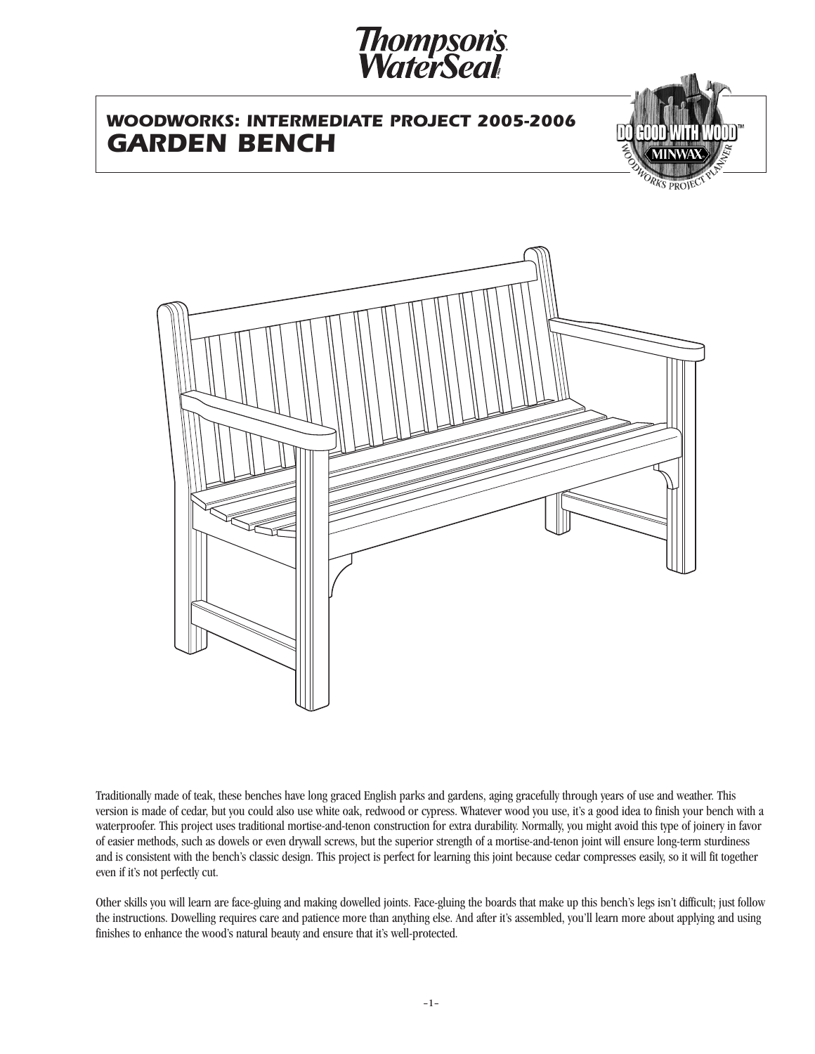Thompson's WaterSeal

## WOODWORKS: INTERMEDIATE PROJECT 2005-2006

# GARDEN BENCH

Traditionally made of teak, these benches have long graced English parks and gardens, aging gracefully through years of use and weather. This version is made of cedar, but you could also use white oak, redwood or cypress. Whatever wood you use, it's a good idea to finish your bench with a waterproofer. This project uses traditional mortise-and-tenon construction for extra durability. Normally, you might avoid this type of joinery in favor of easier methods, such as dowels or even drywall screws, but the superior strength of a mortise-and-tenon joint will ensure long-term sturdiness and is consistent with the bench's classic design. This project is perfect for learning this joint because cedar compresses easily, so it will fit together even if it's not perfectly cut.

Other skills you will learn are face-gluing and making dowelled joints. Face-gluing the boards that make up this bench's legs isn't difficult; just follow the instructions. Dowelling requires care and patience more than anything else. And after it's assembled, you'll learn more about applying and using finishes to enhance the wood's natural beauty and ensure that it's well-protected.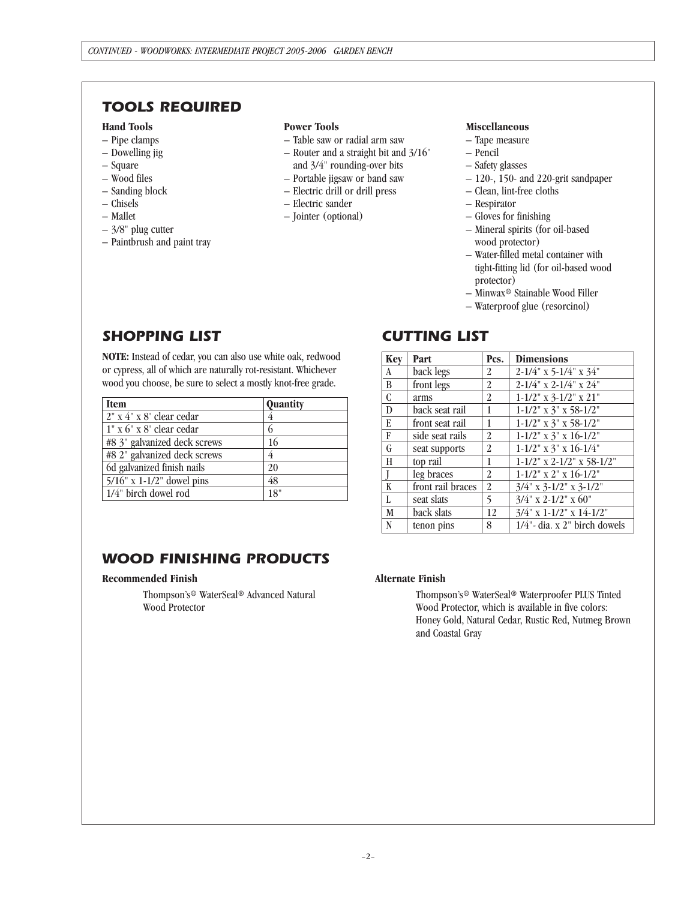## TOOLS REQUIRED

**Hand Tools**
- Pipe clamps
- Dowelling jig
- Square
- Wood files
- Sanding block
- Chisels
- Mallet
- 3/8" plug cutter
- Paintbrush and paint tray

**Power Tools**
- Table saw or radial arm saw
- Router and a straight bit and 3/16" and 3/4" rounding-over bits
- Portable jigsaw or band saw
- Electric drill or drill press
- Electric sander
- Jointer (optional)

**Miscellaneous**
- Tape measure
- Pencil
- Safety glasses
- 120-, 150- and 220-grit sandpaper
- Clean, lint-free cloths
- Respirator
- Gloves for finishing
- Mineral spirits (for oil-based wood protector)
- Water-filled metal container with tight-fitting lid (for oil-based wood protector)
- Minwax® Stainable Wood Filler
- Waterproof glue (resorcinol)

## SHOPPING LIST

**NOTE:** Instead of cedar, you can also use white oak, redwood or cypress, all of which are naturally rot-resistant. Whichever wood you choose, be sure to select a mostly knot-free grade.

| Item | Quantity |
|---|---|
| 2" x 4" x 8' clear cedar | 4 |
| 1" x 6" x 8' clear cedar | 6 |
| #8 3" galvanized deck screws | 16 |
| #8 2" galvanized deck screws | 4 |
| 6d galvanized finish nails | 20 |
| 5/16" x 1-1/2" dowel pins | 48 |
| 1/4" birch dowel rod | 18" |

## CUTTING LIST

| Key | Part | Pcs. | Dimensions |
|---|---|---|---|
| A | back legs | 2 | 2-1/4" x 5-1/4" x 34" |
| B | front legs | 2 | 2-1/4" x 2-1/4" x 24" |
| C | arms | 2 | 1-1/2" x 3-1/2" x 21" |
| D | back seat rail | 1 | 1-1/2" x 3" x 58-1/2" |
| E | front seat rail | 1 | 1-1/2" x 3" x 58-1/2" |
| F | side seat rails | 2 | 1-1/2" x 3" x 16-1/2" |
| G | seat supports | 2 | 1-1/2" x 3" x 16-1/4" |
| H | top rail | 1 | 1-1/2" x 2-1/2" x 58-1/2" |
| J | leg braces | 2 | 1-1/2" x 2" x 16-1/2" |
| K | front rail braces | 2 | 3/4" x 3-1/2" x 3-1/2" |
| L | seat slats | 5 | 3/4" x 2-1/2" x 60" |
| M | back slats | 12 | 3/4" x 1-1/2" x 14-1/2" |
| N | tenon pins | 8 | 1/4"- dia. x 2" birch dowels |

## WOOD FINISHING PRODUCTS

**Recommended Finish**

Thompson's® WaterSeal® Advanced Natural Wood Protector

**Alternate Finish**

Thompson's® WaterSeal® Waterproofer PLUS Tinted Wood Protector, which is available in five colors: Honey Gold, Natural Cedar, Rustic Red, Nutmeg Brown and Coastal Gray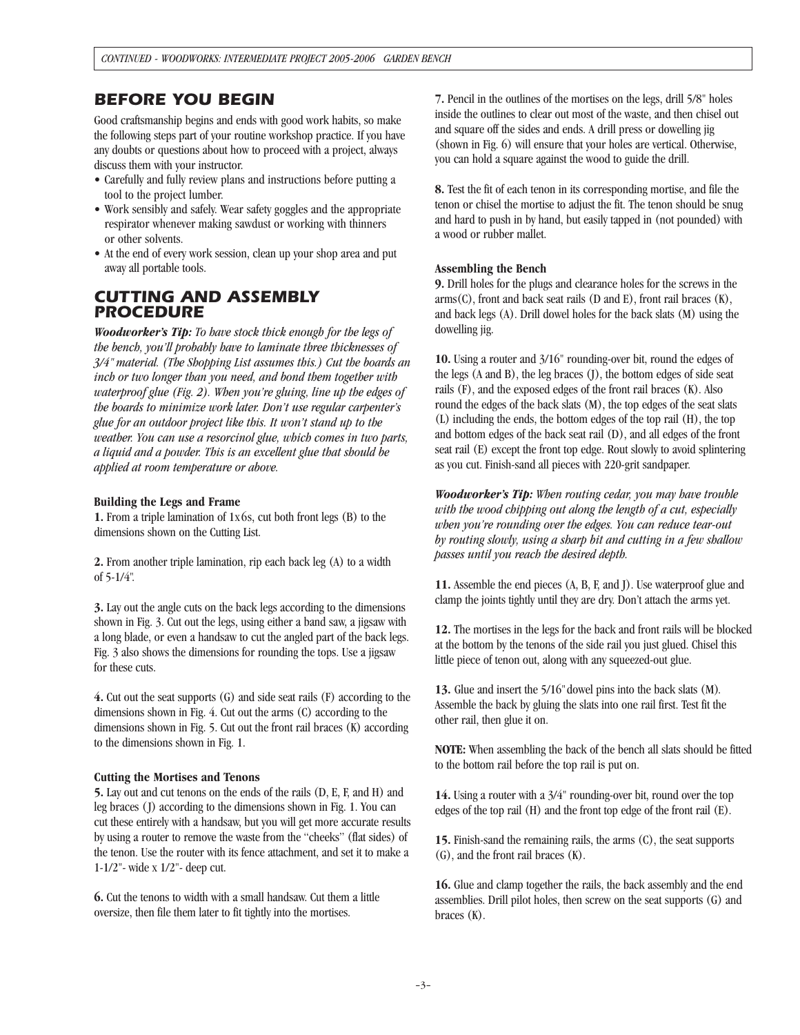## BEFORE YOU BEGIN

Good craftsmanship begins and ends with good work habits, so make the following steps part of your routine workshop practice. If you have any doubts or questions about how to proceed with a project, always discuss them with your instructor.

- Carefully and fully review plans and instructions before putting a tool to the project lumber.
- Work sensibly and safely. Wear safety goggles and the appropriate respirator whenever making sawdust or working with thinners or other solvents.
- At the end of every work session, clean up your shop area and put away all portable tools.

## CUTTING AND ASSEMBLY PROCEDURE

***Woodworker's Tip:*** *To have stock thick enough for the legs of the bench, you'll probably have to laminate three thicknesses of 3/4" material. (The Shopping List assumes this.) Cut the boards an inch or two longer than you need, and bond them together with waterproof glue (Fig. 2). When you're gluing, line up the edges of the boards to minimize work later. Don't use regular carpenter's glue for an outdoor project like this. It won't stand up to the weather. You can use a resorcinol glue, which comes in two parts, a liquid and a powder. This is an excellent glue that should be applied at room temperature or above.*

**Building the Legs and Frame**

**1.** From a triple lamination of 1x6s, cut both front legs (B) to the dimensions shown on the Cutting List.

**2.** From another triple lamination, rip each back leg (A) to a width of 5-1/4".

**3.** Lay out the angle cuts on the back legs according to the dimensions shown in Fig. 3. Cut out the legs, using either a band saw, a jigsaw with a long blade, or even a handsaw to cut the angled part of the back legs. Fig. 3 also shows the dimensions for rounding the tops. Use a jigsaw for these cuts.

**4.** Cut out the seat supports (G) and side seat rails (F) according to the dimensions shown in Fig. 4. Cut out the arms (C) according to the dimensions shown in Fig. 5. Cut out the front rail braces (K) according to the dimensions shown in Fig. 1.

**Cutting the Mortises and Tenons**

**5.** Lay out and cut tenons on the ends of the rails (D, E, F, and H) and leg braces (J) according to the dimensions shown in Fig. 1. You can cut these entirely with a handsaw, but you will get more accurate results by using a router to remove the waste from the "cheeks" (flat sides) of the tenon. Use the router with its fence attachment, and set it to make a 1-1/2"- wide x 1/2"- deep cut.

**6.** Cut the tenons to width with a small handsaw. Cut them a little oversize, then file them later to fit tightly into the mortises.

**7.** Pencil in the outlines of the mortises on the legs, drill 5/8" holes inside the outlines to clear out most of the waste, and then chisel out and square off the sides and ends. A drill press or dowelling jig (shown in Fig. 6) will ensure that your holes are vertical. Otherwise, you can hold a square against the wood to guide the drill.

**8.** Test the fit of each tenon in its corresponding mortise, and file the tenon or chisel the mortise to adjust the fit. The tenon should be snug and hard to push in by hand, but easily tapped in (not pounded) with a wood or rubber mallet.

**Assembling the Bench**

**9.** Drill holes for the plugs and clearance holes for the screws in the arms(C), front and back seat rails (D and E), front rail braces (K), and back legs (A). Drill dowel holes for the back slats (M) using the dowelling jig.

**10.** Using a router and 3/16" rounding-over bit, round the edges of the legs (A and B), the leg braces (J), the bottom edges of side seat rails (F), and the exposed edges of the front rail braces (K). Also round the edges of the back slats (M), the top edges of the seat slats (L) including the ends, the bottom edges of the top rail (H), the top and bottom edges of the back seat rail (D), and all edges of the front seat rail (E) except the front top edge. Rout slowly to avoid splintering as you cut. Finish-sand all pieces with 220-grit sandpaper.

***Woodworker's Tip:*** *When routing cedar, you may have trouble with the wood chipping out along the length of a cut, especially when you're rounding over the edges. You can reduce tear-out by routing slowly, using a sharp bit and cutting in a few shallow passes until you reach the desired depth.*

**11.** Assemble the end pieces (A, B, F, and J). Use waterproof glue and clamp the joints tightly until they are dry. Don't attach the arms yet.

**12.** The mortises in the legs for the back and front rails will be blocked at the bottom by the tenons of the side rail you just glued. Chisel this little piece of tenon out, along with any squeezed-out glue.

**13.** Glue and insert the 5/16" dowel pins into the back slats (M). Assemble the back by gluing the slats into one rail first. Test fit the other rail, then glue it on.

**NOTE:** When assembling the back of the bench all slats should be fitted to the bottom rail before the top rail is put on.

**14.** Using a router with a 3/4" rounding-over bit, round over the top edges of the top rail (H) and the front top edge of the front rail (E).

**15.** Finish-sand the remaining rails, the arms (C), the seat supports (G), and the front rail braces (K).

**16.** Glue and clamp together the rails, the back assembly and the end assemblies. Drill pilot holes, then screw on the seat supports (G) and braces (K).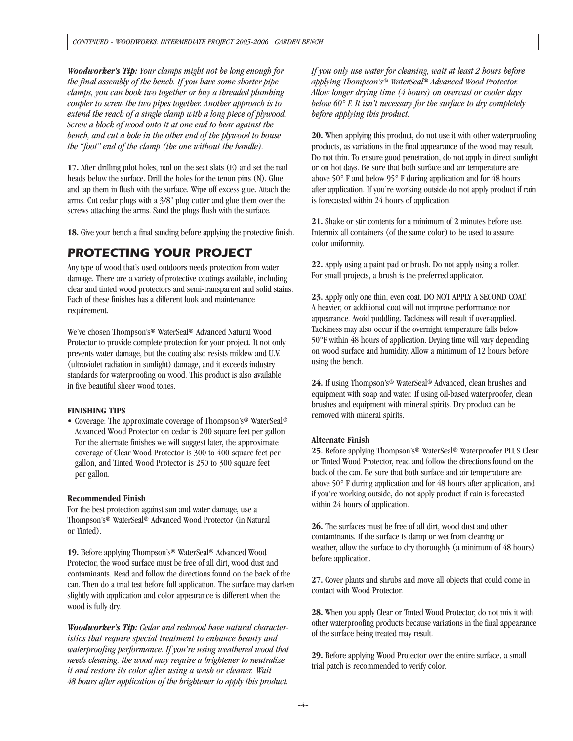*__Woodworker's Tip:__ Your clamps might not be long enough for the final assembly of the bench. If you have some shorter pipe clamps, you can hook two together or buy a threaded plumbing coupler to screw the two pipes together. Another approach is to extend the reach of a single clamp with a long piece of plywood. Screw a block of wood onto it at one end to bear against the bench, and cut a hole in the other end of the plywood to house the "foot" end of the clamp (the one without the handle).*

**17.** After drilling pilot holes, nail on the seat slats (E) and set the nail heads below the surface. Drill the holes for the tenon pins (N). Glue and tap them in flush with the surface. Wipe off excess glue. Attach the arms. Cut cedar plugs with a 3/8" plug cutter and glue them over the screws attaching the arms. Sand the plugs flush with the surface.

**18.** Give your bench a final sanding before applying the protective finish.

## PROTECTING YOUR PROJECT

Any type of wood that's used outdoors needs protection from water damage. There are a variety of protective coatings available, including clear and tinted wood protectors and semi-transparent and solid stains. Each of these finishes has a different look and maintenance requirement.

We've chosen Thompson's® WaterSeal® Advanced Natural Wood Protector to provide complete protection for your project. It not only prevents water damage, but the coating also resists mildew and U.V. (ultraviolet radiation in sunlight) damage, and it exceeds industry standards for waterproofing on wood. This product is also available in five beautiful sheer wood tones.

**FINISHING TIPS**

- Coverage: The approximate coverage of Thompson's® WaterSeal® Advanced Wood Protector on cedar is 200 square feet per gallon. For the alternate finishes we will suggest later, the approximate coverage of Clear Wood Protector is 300 to 400 square feet per gallon, and Tinted Wood Protector is 250 to 300 square feet per gallon.

**Recommended Finish**

For the best protection against sun and water damage, use a Thompson's® WaterSeal® Advanced Wood Protector (in Natural or Tinted).

**19.** Before applying Thompson's® WaterSeal® Advanced Wood Protector, the wood surface must be free of all dirt, wood dust and contaminants. Read and follow the directions found on the back of the can. Then do a trial test before full application. The surface may darken slightly with application and color appearance is different when the wood is fully dry.

*__Woodworker's Tip:__ Cedar and redwood have natural characteristics that require special treatment to enhance beauty and waterproofing performance. If you're using weathered wood that needs cleaning, the wood may require a brightener to neutralize it and restore its color after using a wash or cleaner. Wait 48 hours after application of the brightener to apply this product. If you only use water for cleaning, wait at least 2 hours before applying Thompson's® WaterSeal® Advanced Wood Protector. Allow longer drying time (4 hours) on overcast or cooler days below 60° F. It isn't necessary for the surface to dry completely before applying this product.*

**20.** When applying this product, do not use it with other waterproofing products, as variations in the final appearance of the wood may result. Do not thin. To ensure good penetration, do not apply in direct sunlight or on hot days. Be sure that both surface and air temperature are above 50° F and below 95° F during application and for 48 hours after application. If you're working outside do not apply product if rain is forecasted within 24 hours of application.

**21.** Shake or stir contents for a minimum of 2 minutes before use. Intermix all containers (of the same color) to be used to assure color uniformity.

**22.** Apply using a paint pad or brush. Do not apply using a roller. For small projects, a brush is the preferred applicator.

**23.** Apply only one thin, even coat. DO NOT APPLY A SECOND COAT. A heavier, or additional coat will not improve performance nor appearance. Avoid puddling. Tackiness will result if over-applied. Tackiness may also occur if the overnight temperature falls below 50°F within 48 hours of application. Drying time will vary depending on wood surface and humidity. Allow a minimum of 12 hours before using the bench.

**24.** If using Thompson's® WaterSeal® Advanced, clean brushes and equipment with soap and water. If using oil-based waterproofer, clean brushes and equipment with mineral spirits. Dry product can be removed with mineral spirits.

**Alternate Finish**

**25.** Before applying Thompson's® WaterSeal® Waterproofer PLUS Clear or Tinted Wood Protector, read and follow the directions found on the back of the can. Be sure that both surface and air temperature are above 50° F during application and for 48 hours after application, and if you're working outside, do not apply product if rain is forecasted within 24 hours of application.

**26.** The surfaces must be free of all dirt, wood dust and other contaminants. If the surface is damp or wet from cleaning or weather, allow the surface to dry thoroughly (a minimum of 48 hours) before application.

**27.** Cover plants and shrubs and move all objects that could come in contact with Wood Protector.

**28.** When you apply Clear or Tinted Wood Protector, do not mix it with other waterproofing products because variations in the final appearance of the surface being treated may result.

**29.** Before applying Wood Protector over the entire surface, a small trial patch is recommended to verify color.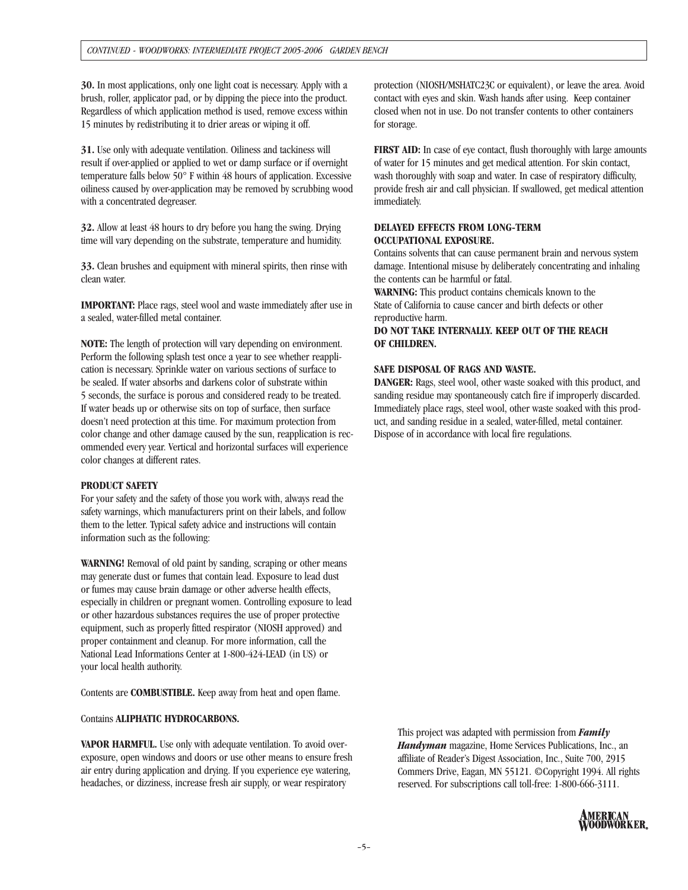**30.** In most applications, only one light coat is necessary. Apply with a brush, roller, applicator pad, or by dipping the piece into the product. Regardless of which application method is used, remove excess within 15 minutes by redistributing it to drier areas or wiping it off.

**31.** Use only with adequate ventilation. Oiliness and tackiness will result if over-applied or applied to wet or damp surface or if overnight temperature falls below 50° F within 48 hours of application. Excessive oiliness caused by over-application may be removed by scrubbing wood with a concentrated degreaser.

**32.** Allow at least 48 hours to dry before you hang the swing. Drying time will vary depending on the substrate, temperature and humidity.

**33.** Clean brushes and equipment with mineral spirits, then rinse with clean water.

**IMPORTANT:** Place rags, steel wool and waste immediately after use in a sealed, water-filled metal container.

**NOTE:** The length of protection will vary depending on environment. Perform the following splash test once a year to see whether reapplication is necessary. Sprinkle water on various sections of surface to be sealed. If water absorbs and darkens color of substrate within 5 seconds, the surface is porous and considered ready to be treated. If water beads up or otherwise sits on top of surface, then surface doesn't need protection at this time. For maximum protection from color change and other damage caused by the sun, reapplication is recommended every year. Vertical and horizontal surfaces will experience color changes at different rates.

**PRODUCT SAFETY**

For your safety and the safety of those you work with, always read the safety warnings, which manufacturers print on their labels, and follow them to the letter. Typical safety advice and instructions will contain information such as the following:

**WARNING!** Removal of old paint by sanding, scraping or other means may generate dust or fumes that contain lead. Exposure to lead dust or fumes may cause brain damage or other adverse health effects, especially in children or pregnant women. Controlling exposure to lead or other hazardous substances requires the use of proper protective equipment, such as properly fitted respirator (NIOSH approved) and proper containment and cleanup. For more information, call the National Lead Informations Center at 1-800-424-LEAD (in US) or your local health authority.

Contents are **COMBUSTIBLE.** Keep away from heat and open flame.

Contains **ALIPHATIC HYDROCARBONS.**

**VAPOR HARMFUL.** Use only with adequate ventilation. To avoid overexposure, open windows and doors or use other means to ensure fresh air entry during application and drying. If you experience eye watering, headaches, or dizziness, increase fresh air supply, or wear respiratory protection (NIOSH/MSHATC23C or equivalent), or leave the area. Avoid contact with eyes and skin. Wash hands after using. Keep container closed when not in use. Do not transfer contents to other containers for storage.

**FIRST AID:** In case of eye contact, flush thoroughly with large amounts of water for 15 minutes and get medical attention. For skin contact, wash thoroughly with soap and water. In case of respiratory difficulty, provide fresh air and call physician. If swallowed, get medical attention immediately.

**DELAYED EFFECTS FROM LONG-TERM OCCUPATIONAL EXPOSURE.**

Contains solvents that can cause permanent brain and nervous system damage. Intentional misuse by deliberately concentrating and inhaling the contents can be harmful or fatal.

**WARNING:** This product contains chemicals known to the State of California to cause cancer and birth defects or other reproductive harm.

**DO NOT TAKE INTERNALLY. KEEP OUT OF THE REACH OF CHILDREN.**

**SAFE DISPOSAL OF RAGS AND WASTE.**

**DANGER:** Rags, steel wool, other waste soaked with this product, and sanding residue may spontaneously catch fire if improperly discarded. Immediately place rags, steel wool, other waste soaked with this product, and sanding residue in a sealed, water-filled, metal container. Dispose of in accordance with local fire regulations.

This project was adapted with permission from ***Family Handyman*** magazine, Home Services Publications, Inc., an affiliate of Reader's Digest Association, Inc., Suite 700, 2915 Commers Drive, Eagan, MN 55121. ©Copyright 1994. All rights reserved. For subscriptions call toll-free: 1-800-666-3111.

AMERICAN WOODWORKER.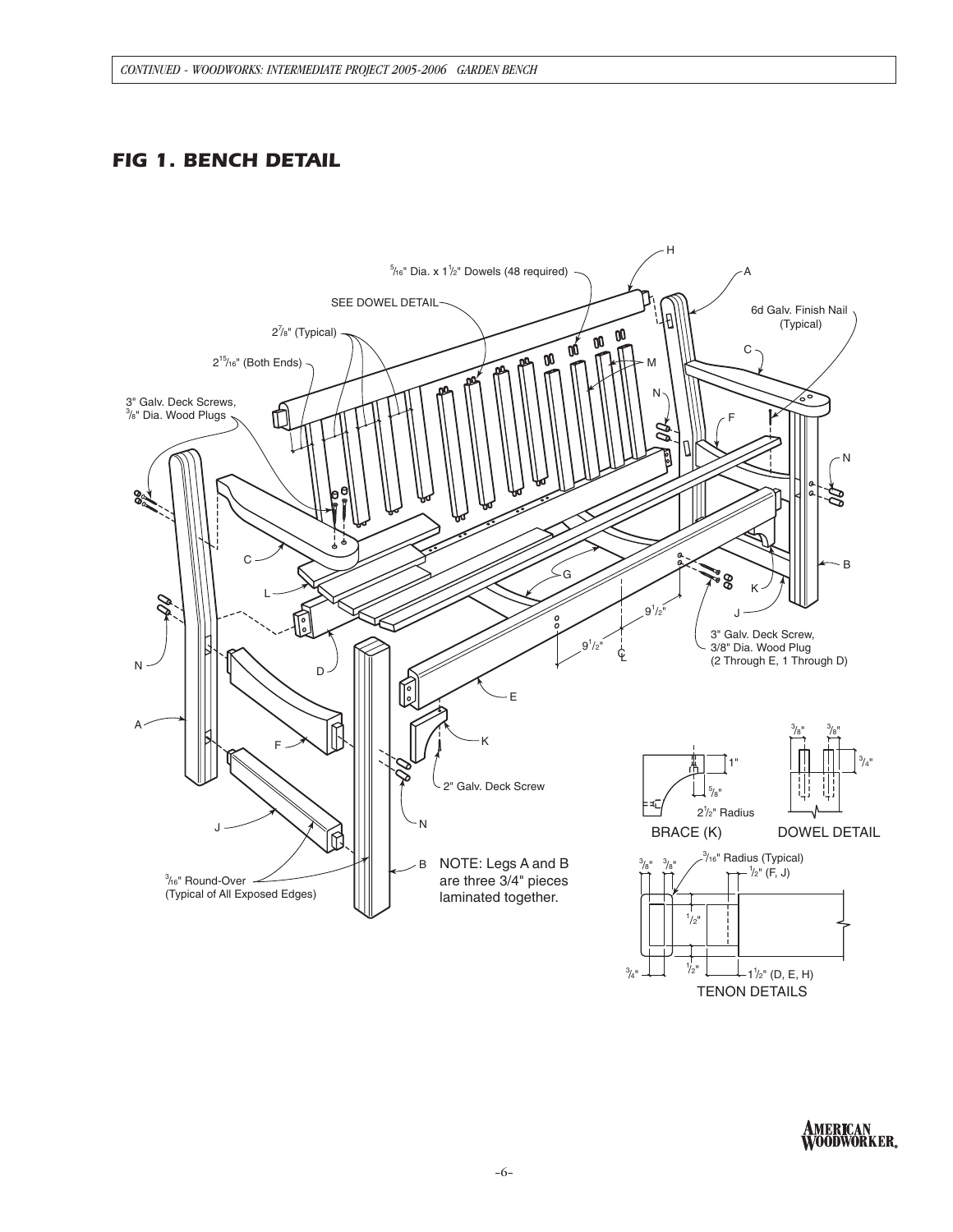## FIG 1. BENCH DETAIL

NOTE: Legs A and B are three 3/4" pieces laminated together.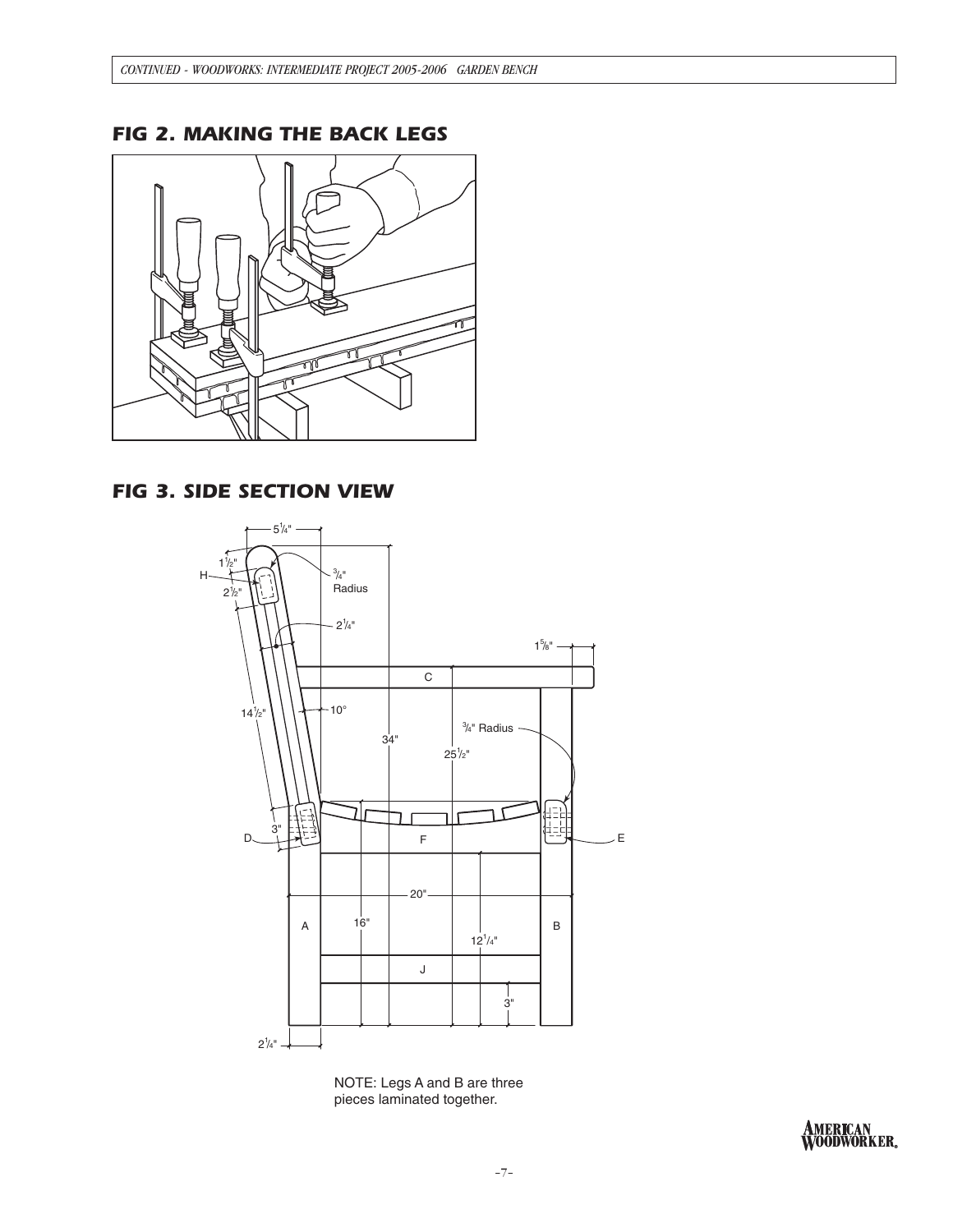## FIG 2. MAKING THE BACK LEGS

## FIG 3. SIDE SECTION VIEW

NOTE: Legs A and B are three pieces laminated together.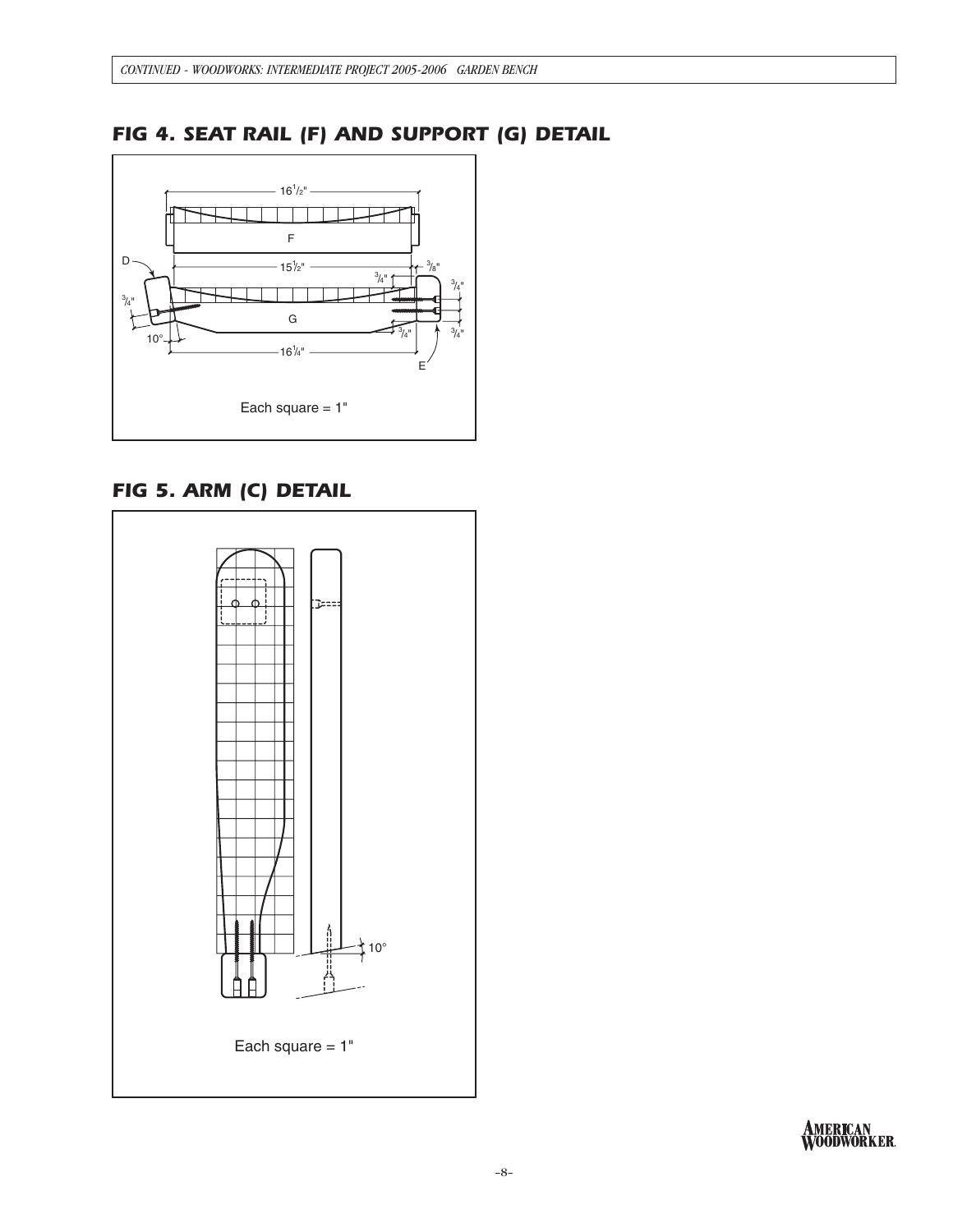## FIG 4. SEAT RAIL (F) AND SUPPORT (G) DETAIL

16 1/2"

F

D

15 1/2"

3/4"

3/8"

3/4"

3/4"

G

10°

3/4"

3/4"

16 1/4"

E

Each square = 1"

## FIG 5. ARM (C) DETAIL

10°

Each square = 1"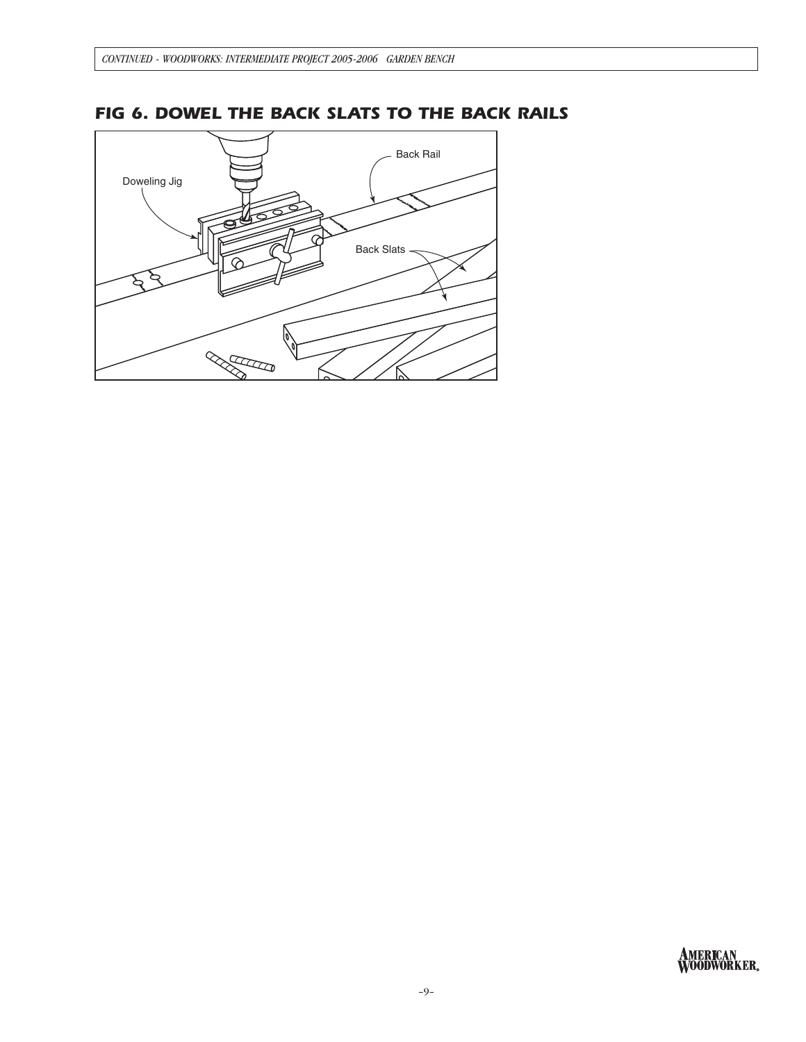## FIG 6. DOWEL THE BACK SLATS TO THE BACK RAILS

Doweling Jig

Back Rail

Back Slats